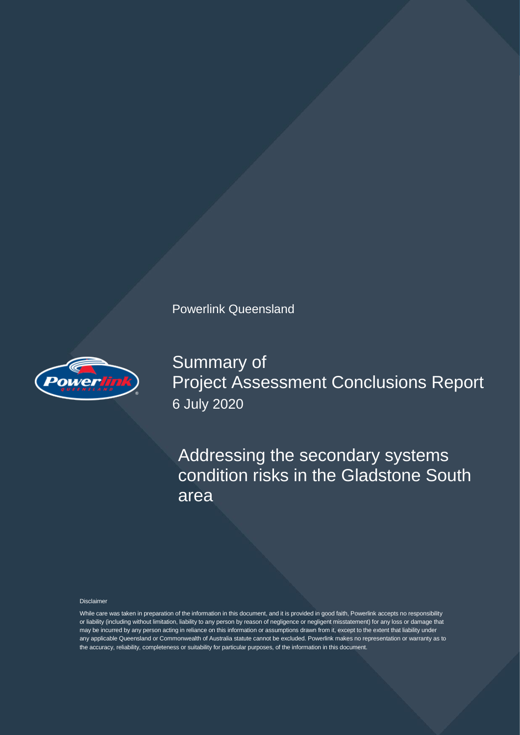Powerlink Queensland

# Summary of Project Assessment Conclusions Report

6 July 2020

## Addressing the secondary systems condition risks in the Gladstone South area

Disclaimer

While care was taken in preparation of the information in this document, and it is provided in good faith, Powerlink accepts no responsibility or liability (including without limitation, liability to any person by reason of negligence or negligent misstatement) for any loss or damage that may be incurred by any person acting in reliance on this information or assumptions drawn from it, except to the extent that liability under any applicable Queensland or Commonwealth of Australia statute cannot be excluded. Powerlink makes no representation or warranty as to the accuracy, reliability, completeness or suitability for particular purposes, of the information in this document.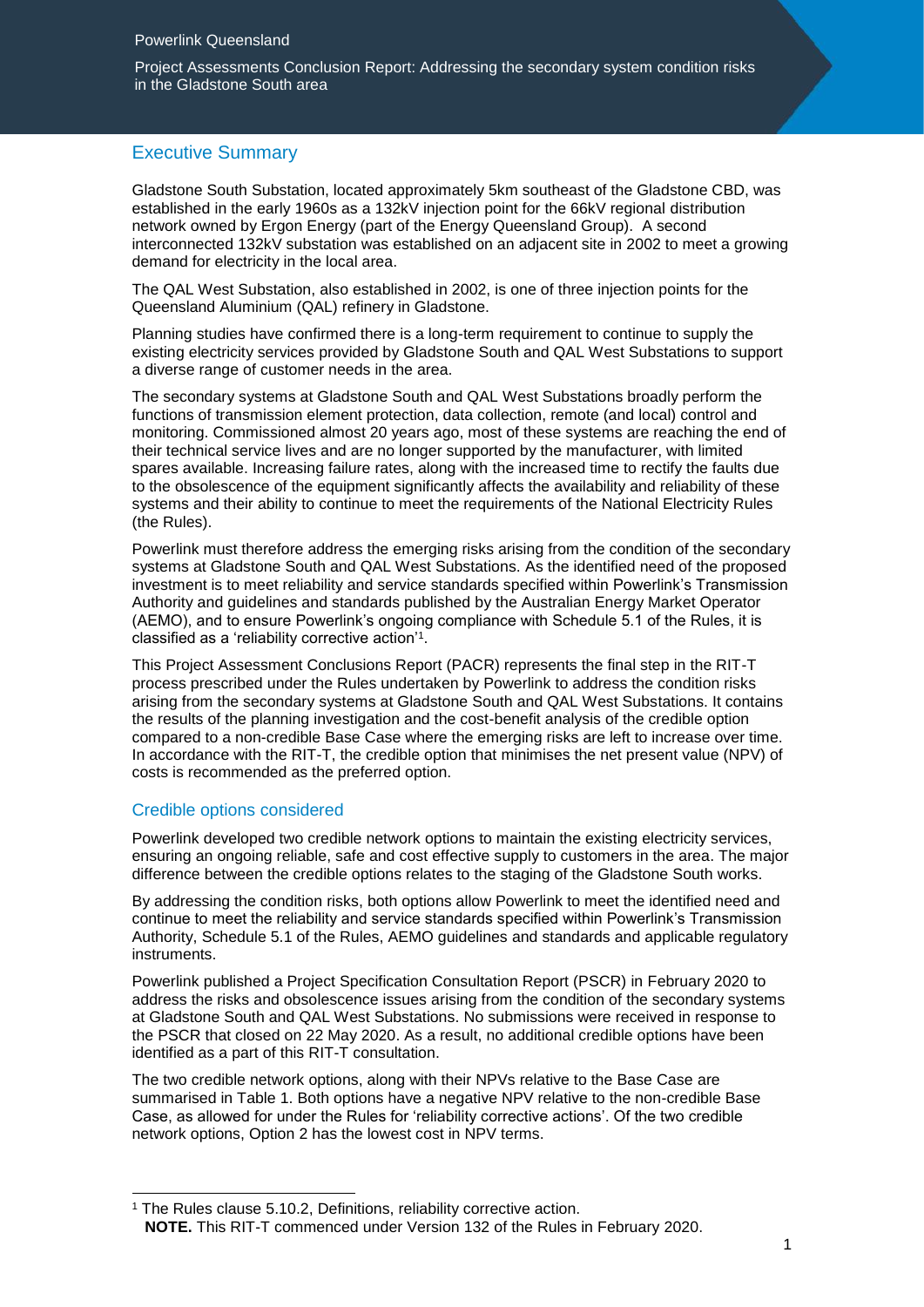## Executive Summary

Gladstone South Substation, located approximately 5km southeast of the Gladstone CBD, was established in the early 1960s as a 132kV injection point for the 66kV regional distribution network owned by Ergon Energy (part of the Energy Queensland Group). A second interconnected 132kV substation was established on an adjacent site in 2002 to meet a growing demand for electricity in the local area.

The QAL West Substation, also established in 2002, is one of three injection points for the Queensland Aluminium (QAL) refinery in Gladstone.

Planning studies have confirmed there is a long-term requirement to continue to supply the existing electricity services provided by Gladstone South and QAL West Substations to support a diverse range of customer needs in the area.

The secondary systems at Gladstone South and QAL West Substations broadly perform the functions of transmission element protection, data collection, remote (and local) control and monitoring. Commissioned almost 20 years ago, most of these systems are reaching the end of their technical service lives and are no longer supported by the manufacturer, with limited spares available. Increasing failure rates, along with the increased time to rectify the faults due to the obsolescence of the equipment significantly affects the availability and reliability of these systems and their ability to continue to meet the requirements of the National Electricity Rules (the Rules).

Powerlink must therefore address the emerging risks arising from the condition of the secondary systems at Gladstone South and QAL West Substations. As the identified need of the proposed investment is to meet reliability and service standards specified within Powerlink's Transmission Authority and guidelines and standards published by the Australian Energy Market Operator (AEMO), and to ensure Powerlink's ongoing compliance with Schedule 5.1 of the Rules, it is classified as a 'reliability corrective action'[1].

This Project Assessment Conclusions Report (PACR) represents the final step in the RIT-T process prescribed under the Rules undertaken by Powerlink to address the condition risks arising from the secondary systems at Gladstone South and QAL West Substations. It contains the results of the planning investigation and the cost-benefit analysis of the credible option compared to a non-credible Base Case where the emerging risks are left to increase over time. In accordance with the RIT-T, the credible option that minimises the net present value (NPV) of costs is recommended as the preferred option.

### Credible options considered

Powerlink developed two credible network options to maintain the existing electricity services, ensuring an ongoing reliable, safe and cost effective supply to customers in the area. The major difference between the credible options relates to the staging of the Gladstone South works.

By addressing the condition risks, both options allow Powerlink to meet the identified need and continue to meet the reliability and service standards specified within Powerlink's Transmission Authority, Schedule 5.1 of the Rules, AEMO guidelines and standards and applicable regulatory instruments.

Powerlink published a Project Specification Consultation Report (PSCR) in February 2020 to address the risks and obsolescence issues arising from the condition of the secondary systems at Gladstone South and QAL West Substations. No submissions were received in response to the PSCR that closed on 22 May 2020. As a result, no additional credible options have been identified as a part of this RIT-T consultation.

The two credible network options, along with their NPVs relative to the Base Case are summarised in Table 1. Both options have a negative NPV relative to the non-credible Base Case, as allowed for under the Rules for 'reliability corrective actions'. Of the two credible network options, Option 2 has the lowest cost in NPV terms.

[1] The Rules clause 5.10.2, Definitions, reliability corrective action.
**NOTE.** This RIT-T commenced under Version 132 of the Rules in February 2020.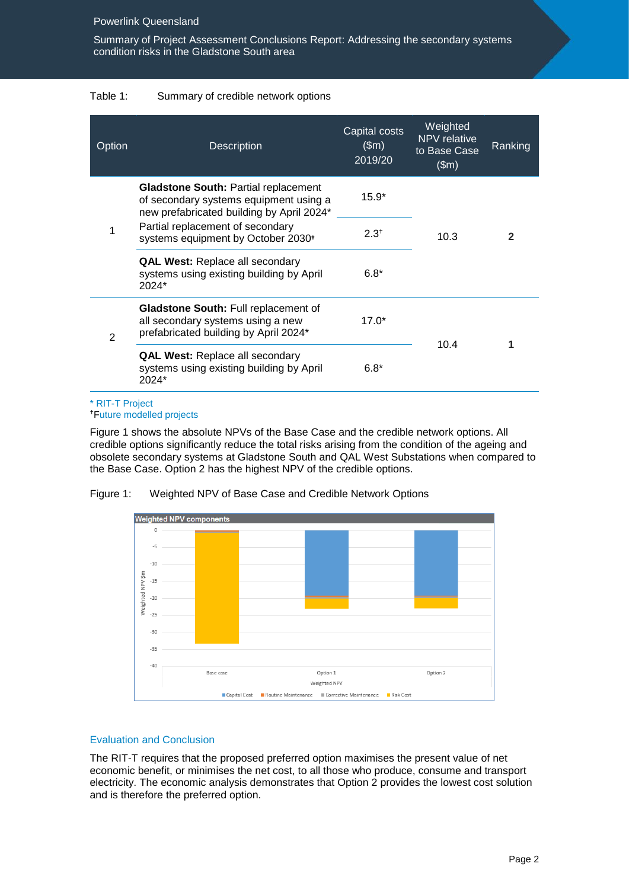Table 1: Summary of credible network options

| Option | Description | Capital costs ($m) 2019/20 | Weighted NPV relative to Base Case ($m) | Ranking |
|---|---|---|---|---|
| 1 | **Gladstone South:** Partial replacement of secondary systems equipment using a new prefabricated building by April 2024* | 15.9* | 10.3 | 2 |
| | Partial replacement of secondary systems equipment by October 2030† | 2.3† | | |
| | **QAL West:** Replace all secondary systems using existing building by April 2024* | 6.8* | | |
| 2 | **Gladstone South:** Full replacement of all secondary systems using a new prefabricated building by April 2024* | 17.0* | 10.4 | 1 |
| | **QAL West:** Replace all secondary systems using existing building by April 2024* | 6.8* | | |

* RIT-T Project
†Future modelled projects

Figure 1 shows the absolute NPVs of the Base Case and the credible network options. All credible options significantly reduce the total risks arising from the condition of the ageing and obsolete secondary systems at Gladstone South and QAL West Substations when compared to the Base Case. Option 2 has the highest NPV of the credible options.

Figure 1: Weighted NPV of Base Case and Credible Network Options

## Evaluation and Conclusion

The RIT-T requires that the proposed preferred option maximises the present value of net economic benefit, or minimises the net cost, to all those who produce, consume and transport electricity. The economic analysis demonstrates that Option 2 provides the lowest cost solution and is therefore the preferred option.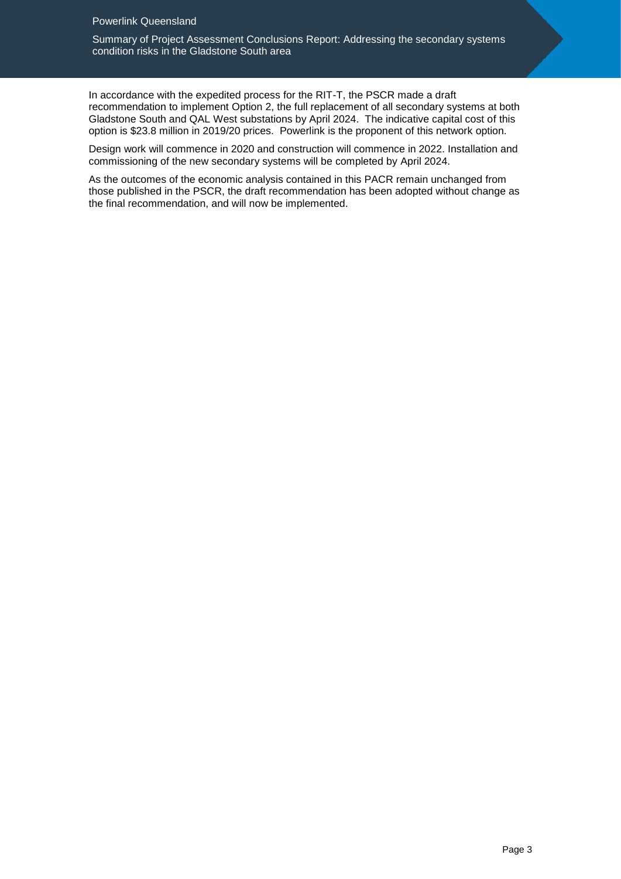In accordance with the expedited process for the RIT-T, the PSCR made a draft recommendation to implement Option 2, the full replacement of all secondary systems at both Gladstone South and QAL West substations by April 2024. The indicative capital cost of this option is $23.8 million in 2019/20 prices. Powerlink is the proponent of this network option.

Design work will commence in 2020 and construction will commence in 2022. Installation and commissioning of the new secondary systems will be completed by April 2024.

As the outcomes of the economic analysis contained in this PACR remain unchanged from those published in the PSCR, the draft recommendation has been adopted without change as the final recommendation, and will now be implemented.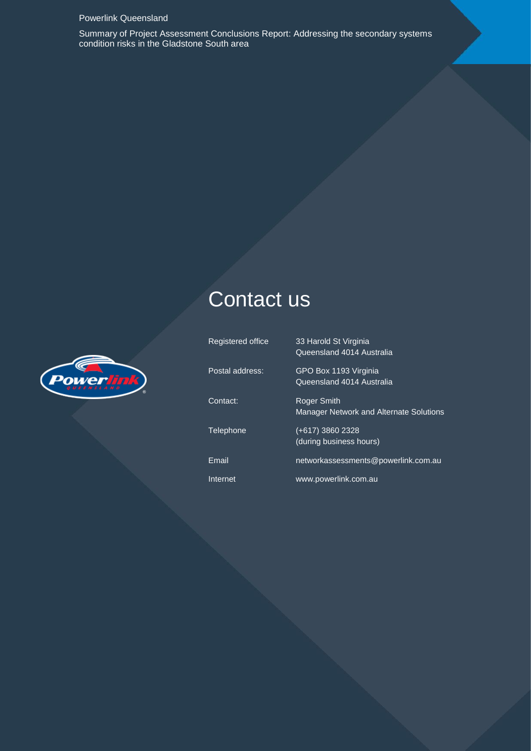# Contact us

| | |
|---|---|
| Registered office | 33 Harold St Virginia<br>Queensland 4014 Australia |
| Postal address: | GPO Box 1193 Virginia<br>Queensland 4014 Australia |
| Contact: | Roger Smith<br>Manager Network and Alternate Solutions |
| Telephone | (+617) 3860 2328<br>(during business hours) |
| Email | networkassessments@powerlink.com.au |
| Internet | www.powerlink.com.au |